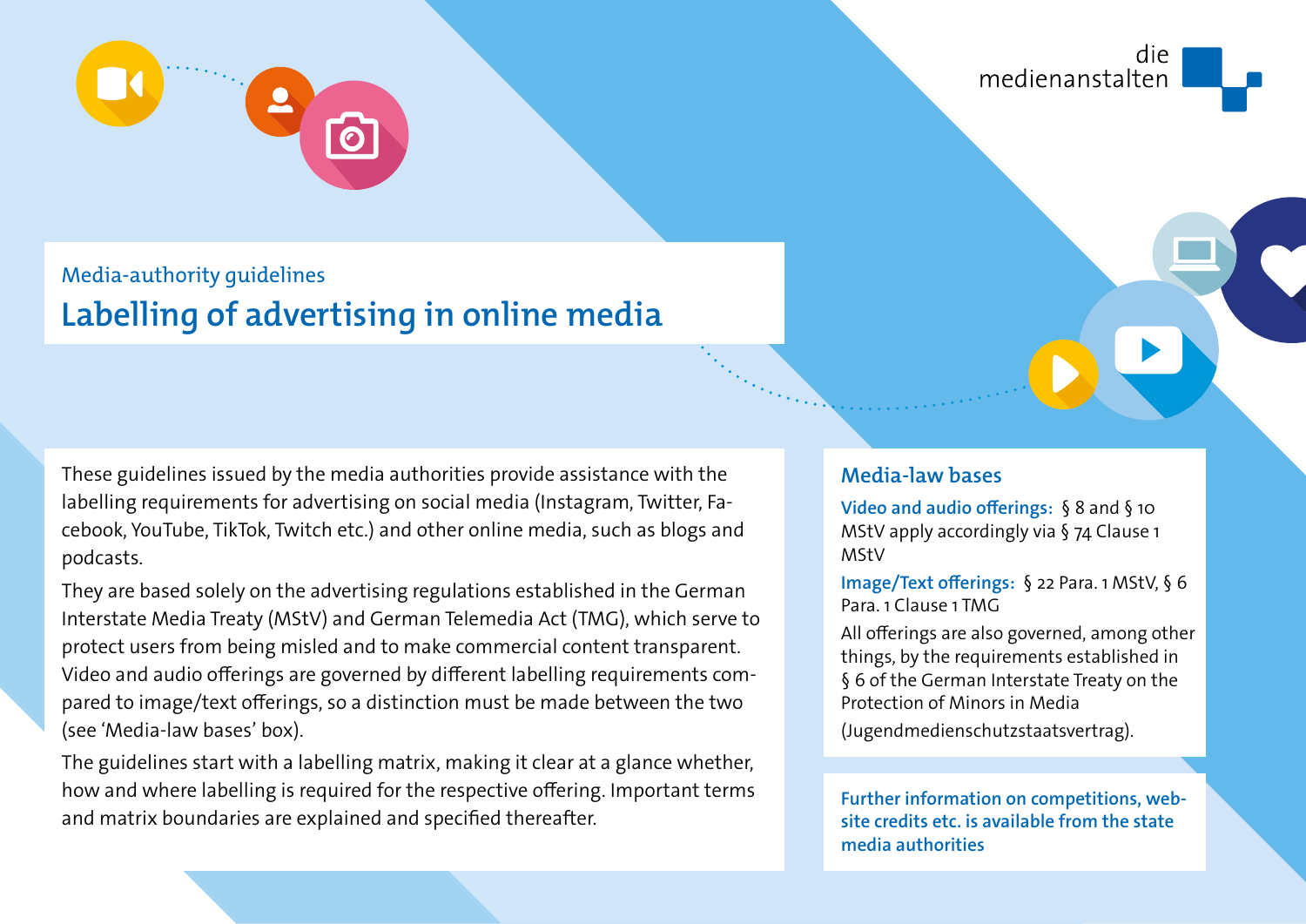die medienanstalten

Media-authority guidelines

# Labelling of advertising in online media

These guidelines issued by the media authorities provide assistance with the labelling requirements for advertising on social media (Instagram, Twitter, Facebook, YouTube, TikTok, Twitch etc.) and other online media, such as blogs and podcasts.

They are based solely on the advertising regulations established in the German Interstate Media Treaty (MStV) and German Telemedia Act (TMG), which serve to protect users from being misled and to make commercial content transparent. Video and audio offerings are governed by different labelling requirements compared to image/text offerings, so a distinction must be made between the two (see 'Media-law bases' box).

The guidelines start with a labelling matrix, making it clear at a glance whether, how and where labelling is required for the respective offering. Important terms and matrix boundaries are explained and specified thereafter.

## Media-law bases

**Video and audio offerings:** § 8 and § 10 MStV apply accordingly via § 74 Clause 1 MStV

**Image/Text offerings:** § 22 Para. 1 MStV, § 6 Para. 1 Clause 1 TMG

All offerings are also governed, among other things, by the requirements established in § 6 of the German Interstate Treaty on the Protection of Minors in Media (Jugendmedienschutzstaatsvertrag).

**Further information on competitions, website credits etc. is available from the state media authorities**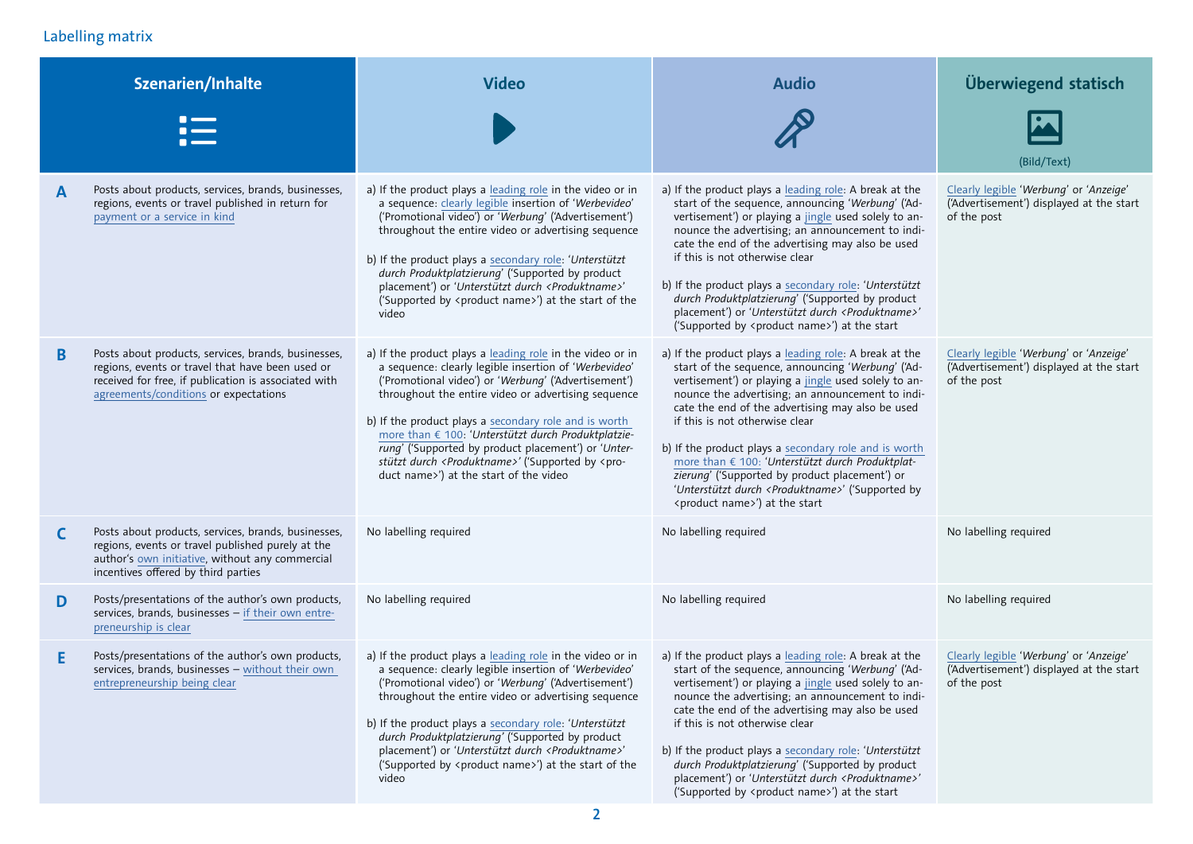## Labelling matrix

| | Szenarien/Inhalte | Video | Audio | Überwiegend statisch (Bild/Text) |
|---|---|---|---|---|
| **A** | Posts about products, services, brands, businesses, regions, events or travel published in return for payment or a service in kind | a) If the product plays a leading role in the video or in a sequence: clearly legible insertion of '*Werbevideo*' ('Promotional video') or '*Werbung*' ('Advertisement') throughout the entire video or advertising sequence<br><br>b) If the product plays a secondary role: '*Unterstützt durch Produktplatzierung*' ('Supported by product placement') or '*Unterstützt durch <Produktname>*' ('Supported by <product name>') at the start of the video | a) If the product plays a leading role: A break at the start of the sequence, announcing '*Werbung*' ('Advertisement') or playing a jingle used solely to announce the advertising; an announcement to indicate the end of the advertising may also be used if this is not otherwise clear<br><br>b) If the product plays a secondary role: '*Unterstützt durch Produktplatzierung*' ('Supported by product placement') or '*Unterstützt durch <Produktname>*' ('Supported by <product name>') at the start | Clearly legible '*Werbung*' or '*Anzeige*' ('Advertisement') displayed at the start of the post |
| **B** | Posts about products, services, brands, businesses, regions, events or travel that have been used or received for free, if publication is associated with agreements/conditions or expectations | a) If the product plays a leading role in the video or in a sequence: clearly legible insertion of '*Werbevideo*' ('Promotional video') or '*Werbung*' ('Advertisement') throughout the entire video or advertising sequence<br><br>b) If the product plays a secondary role and is worth more than € 100: '*Unterstützt durch Produktplatzierung*' ('Supported by product placement') or '*Unterstützt durch <Produktname>*' ('Supported by <product name>') at the start of the video | a) If the product plays a leading role: A break at the start of the sequence, announcing '*Werbung*' ('Advertisement') or playing a jingle used solely to announce the advertising; an announcement to indicate the end of the advertising may also be used if this is not otherwise clear<br><br>b) If the product plays a secondary role and is worth more than € 100: '*Unterstützt durch Produktplatzierung*' ('Supported by product placement') or '*Unterstützt durch <Produktname>*' ('Supported by <product name>') at the start | Clearly legible '*Werbung*' or '*Anzeige*' ('Advertisement') displayed at the start of the post |
| **C** | Posts about products, services, brands, businesses, regions, events or travel published purely at the author's own initiative, without any commercial incentives offered by third parties | No labelling required | No labelling required | No labelling required |
| **D** | Posts/presentations of the author's own products, services, brands, businesses – if their own entrepreneurship is clear | No labelling required | No labelling required | No labelling required |
| **E** | Posts/presentations of the author's own products, services, brands, businesses – without their own entrepreneurship being clear | a) If the product plays a leading role in the video or in a sequence: clearly legible insertion of '*Werbevideo*' ('Promotional video') or '*Werbung*' ('Advertisement') throughout the entire video or advertising sequence<br><br>b) If the product plays a secondary role: '*Unterstützt durch Produktplatzierung*' ('Supported by product placement') or '*Unterstützt durch <Produktname>*' ('Supported by <product name>') at the start of the video | a) If the product plays a leading role: A break at the start of the sequence, announcing '*Werbung*' ('Advertisement') or playing a jingle used solely to announce the advertising; an announcement to indicate the end of the advertising may also be used if this is not otherwise clear<br><br>b) If the product plays a secondary role: '*Unterstützt durch Produktplatzierung*' ('Supported by product placement') or '*Unterstützt durch <Produktname>*' ('Supported by <product name>') at the start | Clearly legible '*Werbung*' or '*Anzeige*' ('Advertisement') displayed at the start of the post |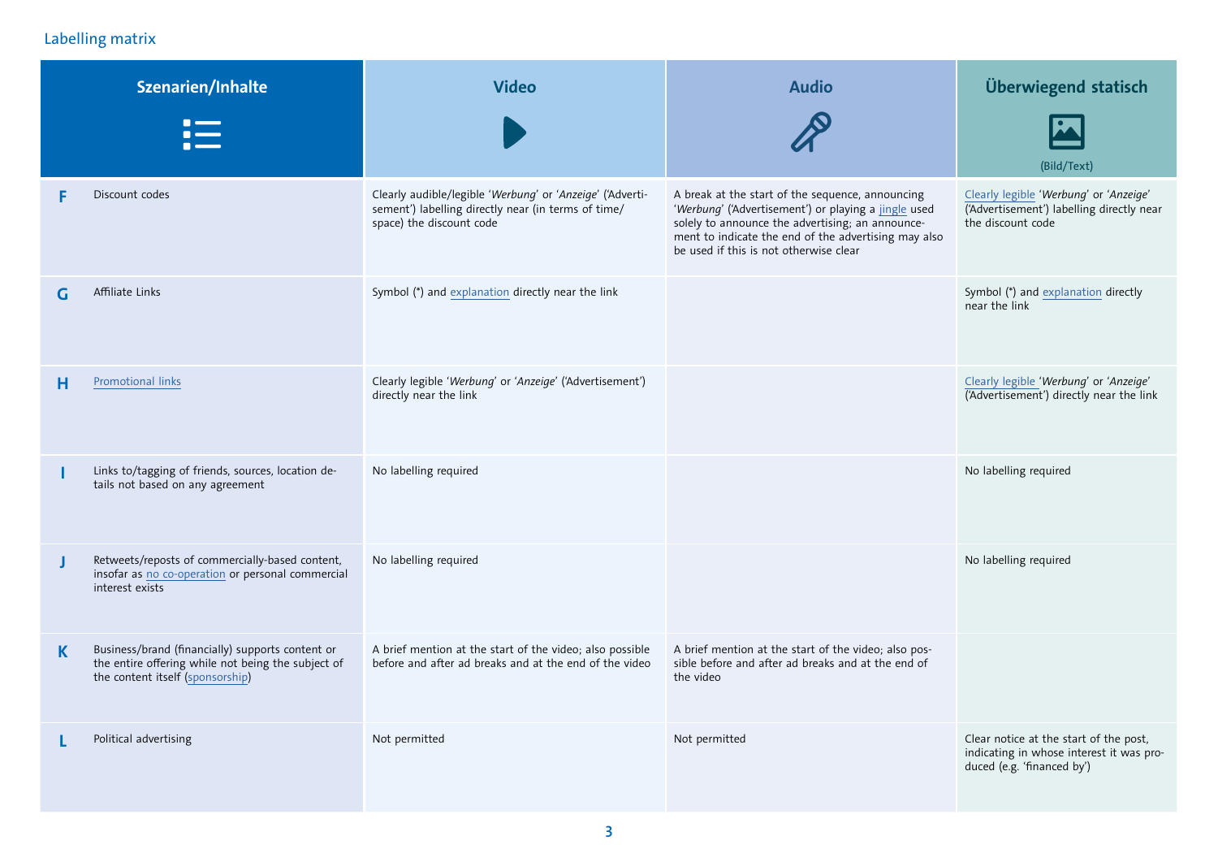Labelling matrix

| | Szenarien/Inhalte | Video | Audio | Überwiegend statisch (Bild/Text) |
|---|---|---|---|---|
| **F** | Discount codes | Clearly audible/legible '*Werbung*' or '*Anzeige*' ('Advertisement') labelling directly near (in terms of time/space) the discount code | A break at the start of the sequence, announcing '*Werbung*' ('Advertisement') or playing a jingle used solely to announce the advertising; an announcement to indicate the end of the advertising may also be used if this is not otherwise clear | Clearly legible '*Werbung*' or '*Anzeige*' ('Advertisement') labelling directly near the discount code |
| **G** | Affiliate Links | Symbol (*) and explanation directly near the link | | Symbol (*) and explanation directly near the link |
| **H** | Promotional links | Clearly legible '*Werbung*' or '*Anzeige*' ('Advertisement') directly near the link | | Clearly legible '*Werbung*' or '*Anzeige*' ('Advertisement') directly near the link |
| **I** | Links to/tagging of friends, sources, location details not based on any agreement | No labelling required | | No labelling required |
| **J** | Retweets/reposts of commercially-based content, insofar as no co-operation or personal commercial interest exists | No labelling required | | No labelling required |
| **K** | Business/brand (financially) supports content or the entire offering while not being the subject of the content itself (sponsorship) | A brief mention at the start of the video; also possible before and after ad breaks and at the end of the video | A brief mention at the start of the video; also possible before and after ad breaks and at the end of the video | |
| **L** | Political advertising | Not permitted | Not permitted | Clear notice at the start of the post, indicating in whose interest it was produced (e.g. 'financed by') |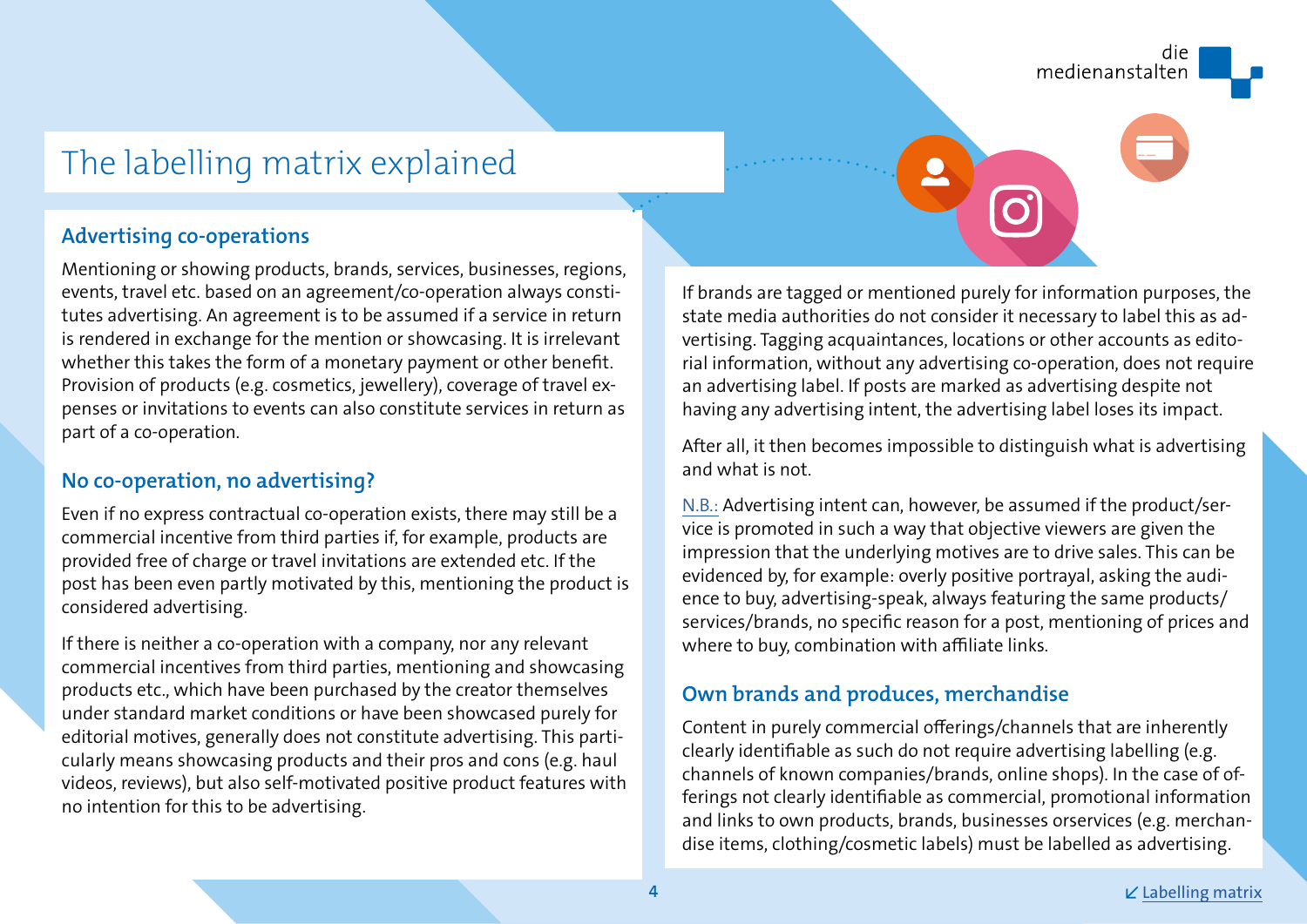# The labelling matrix explained

## Advertising co-operations

Mentioning or showing products, brands, services, businesses, regions, events, travel etc. based on an agreement/co-operation always constitutes advertising. An agreement is to be assumed if a service in return is rendered in exchange for the mention or showcasing. It is irrelevant whether this takes the form of a monetary payment or other benefit. Provision of products (e.g. cosmetics, jewellery), coverage of travel expenses or invitations to events can also constitute services in return as part of a co-operation.

## No co-operation, no advertising?

Even if no express contractual co-operation exists, there may still be a commercial incentive from third parties if, for example, products are provided free of charge or travel invitations are extended etc. If the post has been even partly motivated by this, mentioning the product is considered advertising.

If there is neither a co-operation with a company, nor any relevant commercial incentives from third parties, mentioning and showcasing products etc., which have been purchased by the creator themselves under standard market conditions or have been showcased purely for editorial motives, generally does not constitute advertising. This particularly means showcasing products and their pros and cons (e.g. haul videos, reviews), but also self-motivated positive product features with no intention for this to be advertising.

If brands are tagged or mentioned purely for information purposes, the state media authorities do not consider it necessary to label this as advertising. Tagging acquaintances, locations or other accounts as editorial information, without any advertising co-operation, does not require an advertising label. If posts are marked as advertising despite not having any advertising intent, the advertising label loses its impact.

After all, it then becomes impossible to distinguish what is advertising and what is not.

N.B.: Advertising intent can, however, be assumed if the product/service is promoted in such a way that objective viewers are given the impression that the underlying motives are to drive sales. This can be evidenced by, for example: overly positive portrayal, asking the audience to buy, advertising-speak, always featuring the same products/services/brands, no specific reason for a post, mentioning of prices and where to buy, combination with affiliate links.

## Own brands and produces, merchandise

Content in purely commercial offerings/channels that are inherently clearly identifiable as such do not require advertising labelling (e.g. channels of known companies/brands, online shops). In the case of offerings not clearly identifiable as commercial, promotional information and links to own products, brands, businesses orservices (e.g. merchandise items, clothing/cosmetic labels) must be labelled as advertising.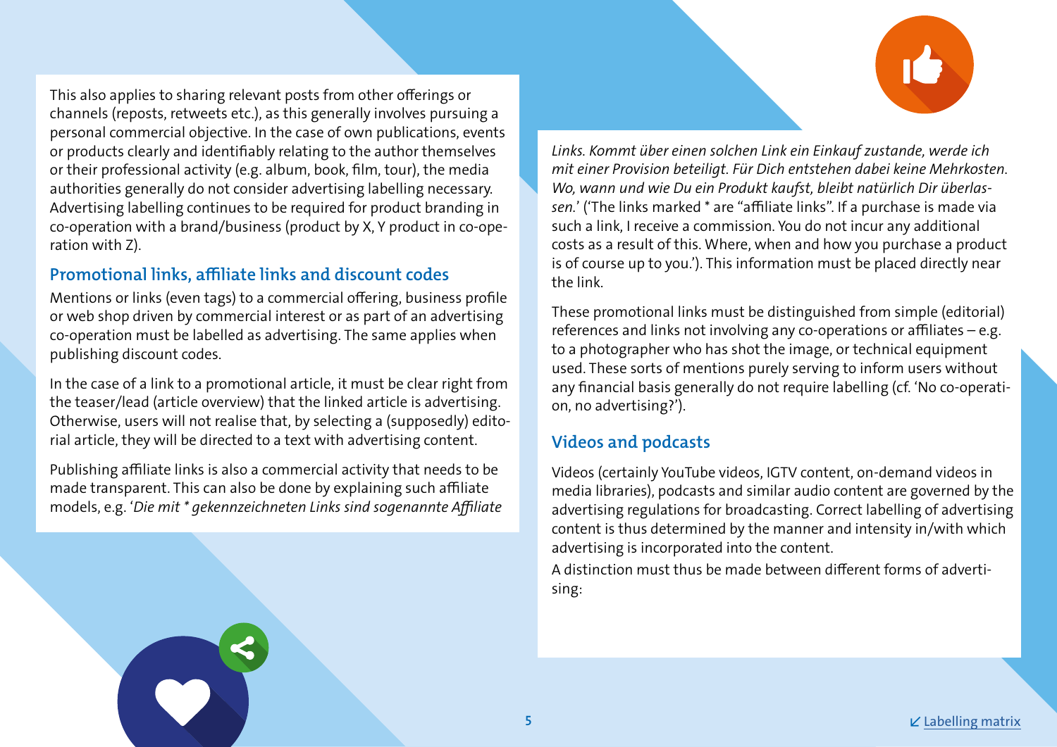This also applies to sharing relevant posts from other offerings or channels (reposts, retweets etc.), as this generally involves pursuing a personal commercial objective. In the case of own publications, events or products clearly and identifiably relating to the author themselves or their professional activity (e.g. album, book, film, tour), the media authorities generally do not consider advertising labelling necessary. Advertising labelling continues to be required for product branding in co-operation with a brand/business (product by X, Y product in co-operation with Z).

## Promotional links, affiliate links and discount codes

Mentions or links (even tags) to a commercial offering, business profile or web shop driven by commercial interest or as part of an advertising co-operation must be labelled as advertising. The same applies when publishing discount codes.

In the case of a link to a promotional article, it must be clear right from the teaser/lead (article overview) that the linked article is advertising. Otherwise, users will not realise that, by selecting a (supposedly) editorial article, they will be directed to a text with advertising content.

Publishing affiliate links is also a commercial activity that needs to be made transparent. This can also be done by explaining such affiliate models, e.g. '*Die mit * gekennzeichneten Links sind sogenannte Affiliate Links. Kommt über einen solchen Link ein Einkauf zustande, werde ich mit einer Provision beteiligt. Für Dich entstehen dabei keine Mehrkosten. Wo, wann und wie Du ein Produkt kaufst, bleibt natürlich Dir überlassen.*' ('The links marked * are "affiliate links". If a purchase is made via such a link, I receive a commission. You do not incur any additional costs as a result of this. Where, when and how you purchase a product is of course up to you.'). This information must be placed directly near the link.

These promotional links must be distinguished from simple (editorial) references and links not involving any co-operations or affiliates – e.g. to a photographer who has shot the image, or technical equipment used. These sorts of mentions purely serving to inform users without any financial basis generally do not require labelling (cf. 'No co-operation, no advertising?').

## Videos and podcasts

Videos (certainly YouTube videos, IGTV content, on-demand videos in media libraries), podcasts and similar audio content are governed by the advertising regulations for broadcasting. Correct labelling of advertising content is thus determined by the manner and intensity in/with which advertising is incorporated into the content.

A distinction must thus be made between different forms of advertising:

↙ Labelling matrix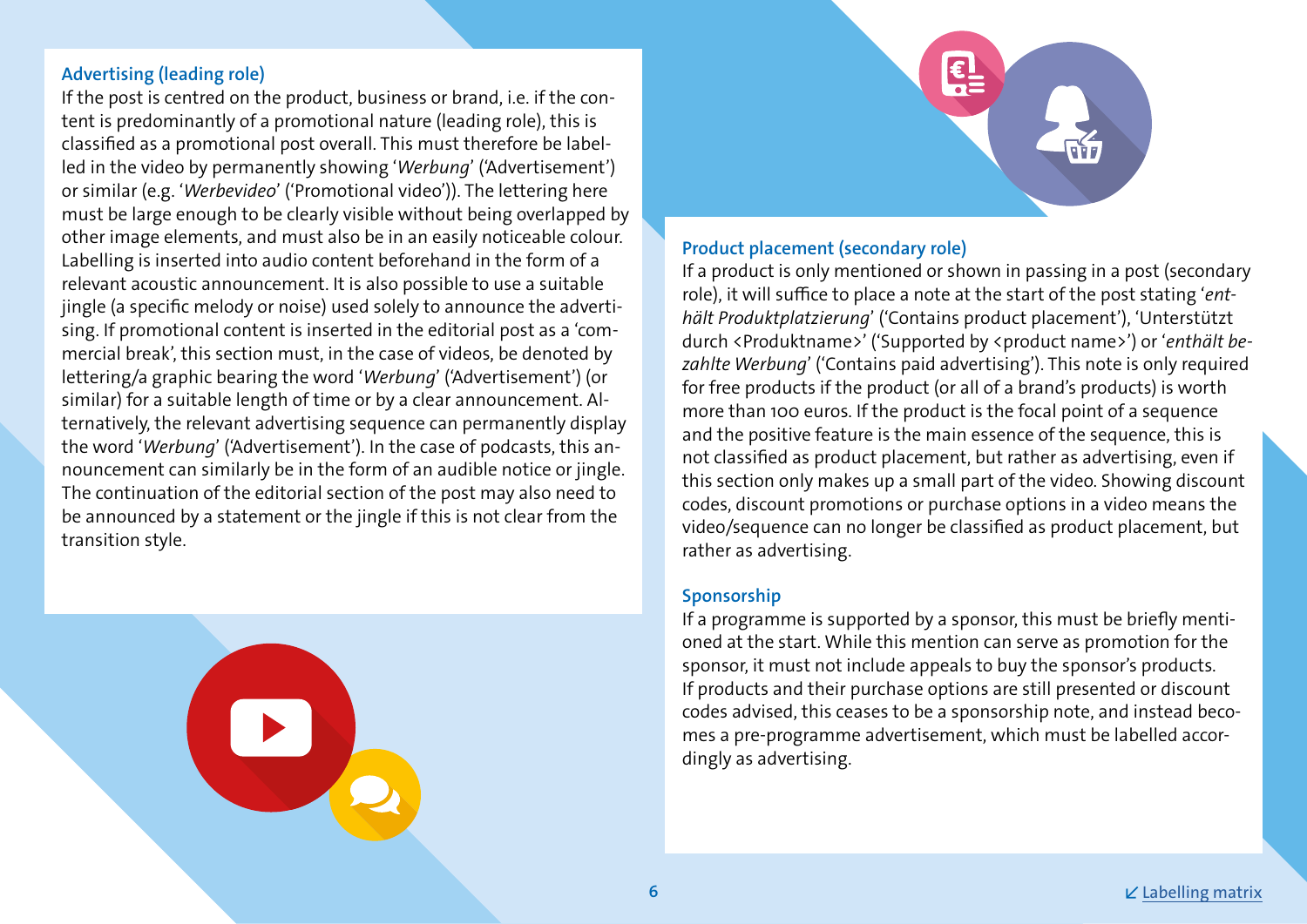### Advertising (leading role)

If the post is centred on the product, business or brand, i.e. if the content is predominantly of a promotional nature (leading role), this is classified as a promotional post overall. This must therefore be labelled in the video by permanently showing '*Werbung*' ('Advertisement') or similar (e.g. '*Werbevideo*' ('Promotional video')). The lettering here must be large enough to be clearly visible without being overlapped by other image elements, and must also be in an easily noticeable colour. Labelling is inserted into audio content beforehand in the form of a relevant acoustic announcement. It is also possible to use a suitable jingle (a specific melody or noise) used solely to announce the advertising. If promotional content is inserted in the editorial post as a 'commercial break', this section must, in the case of videos, be denoted by lettering/a graphic bearing the word '*Werbung*' ('Advertisement') (or similar) for a suitable length of time or by a clear announcement. Alternatively, the relevant advertising sequence can permanently display the word '*Werbung*' ('Advertisement'). In the case of podcasts, this announcement can similarly be in the form of an audible notice or jingle. The continuation of the editorial section of the post may also need to be announced by a statement or the jingle if this is not clear from the transition style.

### Product placement (secondary role)

If a product is only mentioned or shown in passing in a post (secondary role), it will suffice to place a note at the start of the post stating '*enthält Produktplatzierung*' ('Contains product placement'), 'Unterstützt durch <Produktname>' ('Supported by <product name>') or '*enthält bezahlte Werbung*' ('Contains paid advertising'). This note is only required for free products if the product (or all of a brand's products) is worth more than 100 euros. If the product is the focal point of a sequence and the positive feature is the main essence of the sequence, this is not classified as product placement, but rather as advertising, even if this section only makes up a small part of the video. Showing discount codes, discount promotions or purchase options in a video means the video/sequence can no longer be classified as product placement, but rather as advertising.

### Sponsorship

If a programme is supported by a sponsor, this must be briefly mentioned at the start. While this mention can serve as promotion for the sponsor, it must not include appeals to buy the sponsor's products. If products and their purchase options are still presented or discount codes advised, this ceases to be a sponsorship note, and instead becomes a pre-programme advertisement, which must be labelled accordingly as advertising.

↙ Labelling matrix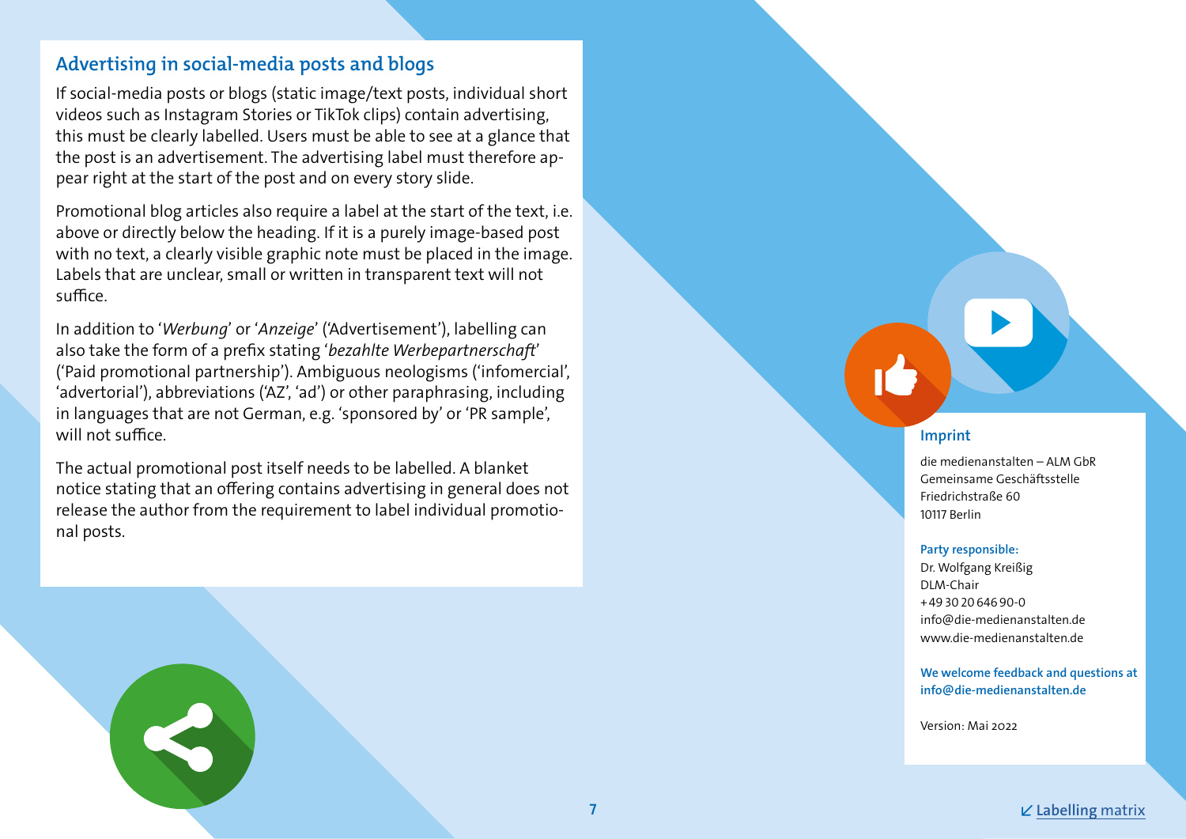## Advertising in social-media posts and blogs

If social-media posts or blogs (static image/text posts, individual short videos such as Instagram Stories or TikTok clips) contain advertising, this must be clearly labelled. Users must be able to see at a glance that the post is an advertisement. The advertising label must therefore appear right at the start of the post and on every story slide.

Promotional blog articles also require a label at the start of the text, i.e. above or directly below the heading. If it is a purely image-based post with no text, a clearly visible graphic note must be placed in the image. Labels that are unclear, small or written in transparent text will not suffice.

In addition to '*Werbung*' or '*Anzeige*' ('Advertisement'), labelling can also take the form of a prefix stating '*bezahlte Werbepartnerschaft*' ('Paid promotional partnership'). Ambiguous neologisms ('infomercial', 'advertorial'), abbreviations ('AZ', 'ad') or other paraphrasing, including in languages that are not German, e.g. 'sponsored by' or 'PR sample', will not suffice.

The actual promotional post itself needs to be labelled. A blanket notice stating that an offering contains advertising in general does not release the author from the requirement to label individual promotional posts.

### Imprint

die medienanstalten – ALM GbR
Gemeinsame Geschäftsstelle
Friedrichstraße 60
10117 Berlin

**Party responsible:**
Dr. Wolfgang Kreißig
DLM-Chair
+49 30 20 646 90-0
info@die-medienanstalten.de
www.die-medienanstalten.de

**We welcome feedback and questions at info@die-medienanstalten.de**

Version: Mai 2022

↙ Labelling matrix